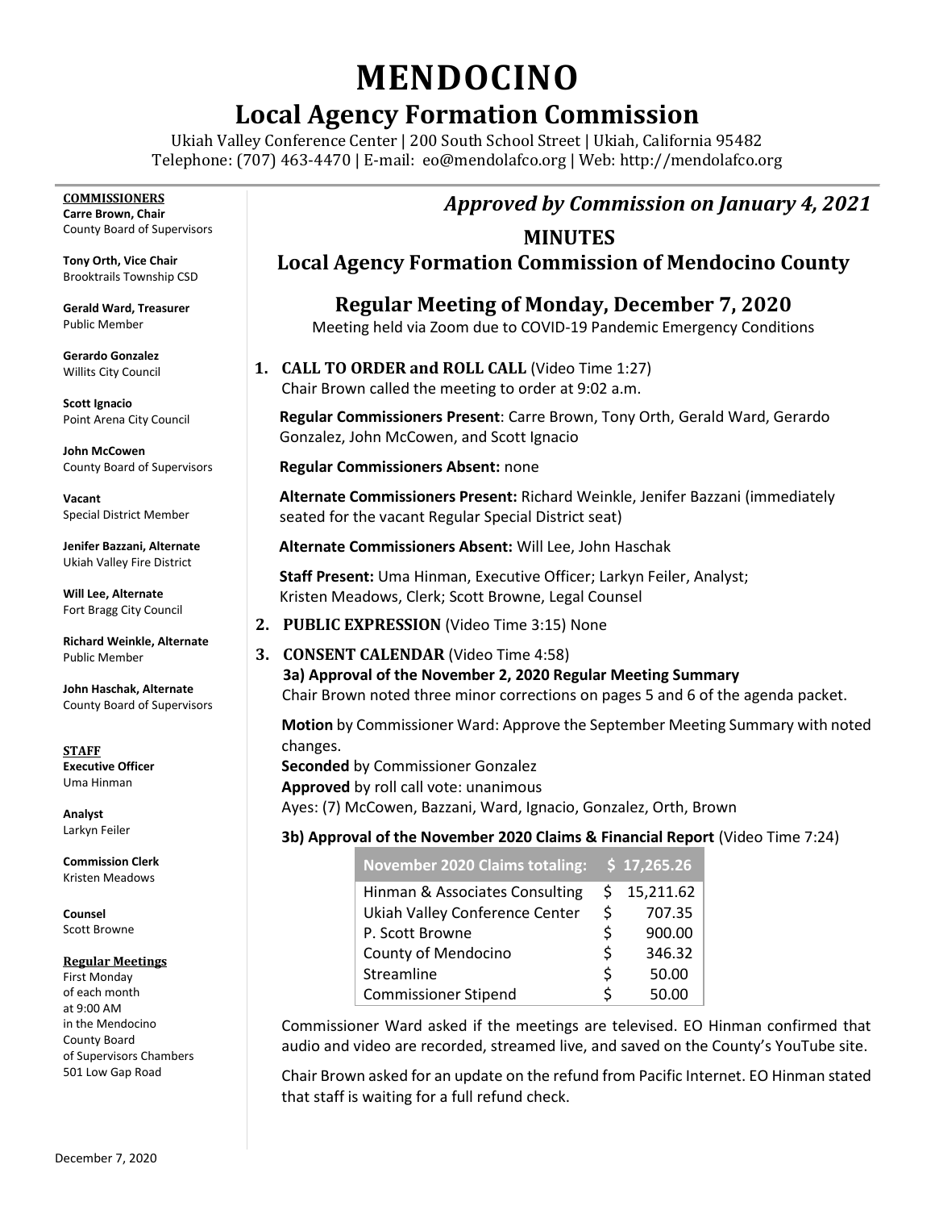# MENDOCINO

## Local Agency Formation Commission

Ukiah Valley Conference Center | 200 South School Street | Ukiah, California 95482
Telephone: (707) 463-4470 | E-mail: eo@mendolafco.org | Web: http://mendolafco.org

**COMMISSIONERS**

**Carre Brown, Chair**
County Board of Supervisors

**Tony Orth, Vice Chair**
Brooktrails Township CSD

**Gerald Ward, Treasurer**
Public Member

**Gerardo Gonzalez**
Willits City Council

**Scott Ignacio**
Point Arena City Council

**John McCowen**
County Board of Supervisors

**Vacant**
Special District Member

**Jenifer Bazzani, Alternate**
Ukiah Valley Fire District

**Will Lee, Alternate**
Fort Bragg City Council

**Richard Weinkle, Alternate**
Public Member

**John Haschak, Alternate**
County Board of Supervisors

**STAFF**

**Executive Officer**
Uma Hinman

**Analyst**
Larkyn Feiler

**Commission Clerk**
Kristen Meadows

**Counsel**
Scott Browne

**Regular Meetings**
First Monday of each month at 9:00 AM in the Mendocino County Board of Supervisors Chambers 501 Low Gap Road

***Approved by Commission on January 4, 2021***

## MINUTES
## Local Agency Formation Commission of Mendocino County

### Regular Meeting of Monday, December 7, 2020

Meeting held via Zoom due to COVID-19 Pandemic Emergency Conditions

1. **CALL TO ORDER and ROLL CALL** (Video Time 1:27)
   Chair Brown called the meeting to order at 9:02 a.m.

   **Regular Commissioners Present**: Carre Brown, Tony Orth, Gerald Ward, Gerardo Gonzalez, John McCowen, and Scott Ignacio

   **Regular Commissioners Absent:** none

   **Alternate Commissioners Present:** Richard Weinkle, Jenifer Bazzani (immediately seated for the vacant Regular Special District seat)

   **Alternate Commissioners Absent:** Will Lee, John Haschak

   **Staff Present:** Uma Hinman, Executive Officer; Larkyn Feiler, Analyst; Kristen Meadows, Clerk; Scott Browne, Legal Counsel

2. **PUBLIC EXPRESSION** (Video Time 3:15) None

3. **CONSENT CALENDAR** (Video Time 4:58)

   **3a) Approval of the November 2, 2020 Regular Meeting Summary**
   Chair Brown noted three minor corrections on pages 5 and 6 of the agenda packet.

   **Motion** by Commissioner Ward: Approve the September Meeting Summary with noted changes.
   **Seconded** by Commissioner Gonzalez
   **Approved** by roll call vote: unanimous
   Ayes: (7) McCowen, Bazzani, Ward, Ignacio, Gonzalez, Orth, Brown

   **3b) Approval of the November 2020 Claims & Financial Report** (Video Time 7:24)

| November 2020 Claims totaling: | $ 17,265.26 |
| --- | --- |
| Hinman & Associates Consulting | $ 15,211.62 |
| Ukiah Valley Conference Center | $ 707.35 |
| P. Scott Browne | $ 900.00 |
| County of Mendocino | $ 346.32 |
| Streamline | $ 50.00 |
| Commissioner Stipend | $ 50.00 |

   Commissioner Ward asked if the meetings are televised. EO Hinman confirmed that audio and video are recorded, streamed live, and saved on the County's YouTube site.

   Chair Brown asked for an update on the refund from Pacific Internet. EO Hinman stated that staff is waiting for a full refund check.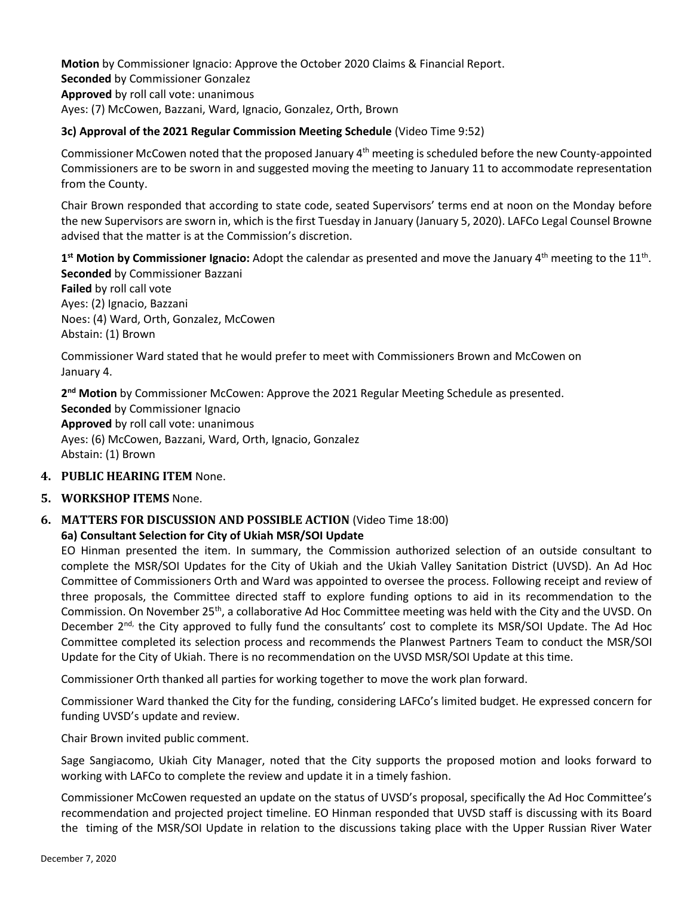**Motion** by Commissioner Ignacio: Approve the October 2020 Claims & Financial Report.
**Seconded** by Commissioner Gonzalez
**Approved** by roll call vote: unanimous
Ayes: (7) McCowen, Bazzani, Ward, Ignacio, Gonzalez, Orth, Brown

**3c) Approval of the 2021 Regular Commission Meeting Schedule** (Video Time 9:52)

Commissioner McCowen noted that the proposed January 4th meeting is scheduled before the new County-appointed Commissioners are to be sworn in and suggested moving the meeting to January 11 to accommodate representation from the County.

Chair Brown responded that according to state code, seated Supervisors' terms end at noon on the Monday before the new Supervisors are sworn in, which is the first Tuesday in January (January 5, 2020). LAFCo Legal Counsel Browne advised that the matter is at the Commission's discretion.

**1st Motion by Commissioner Ignacio:** Adopt the calendar as presented and move the January 4th meeting to the 11th.
**Seconded** by Commissioner Bazzani
**Failed** by roll call vote
Ayes: (2) Ignacio, Bazzani
Noes: (4) Ward, Orth, Gonzalez, McCowen
Abstain: (1) Brown

Commissioner Ward stated that he would prefer to meet with Commissioners Brown and McCowen on January 4.

**2nd Motion** by Commissioner McCowen: Approve the 2021 Regular Meeting Schedule as presented.
**Seconded** by Commissioner Ignacio
**Approved** by roll call vote: unanimous
Ayes: (6) McCowen, Bazzani, Ward, Orth, Ignacio, Gonzalez
Abstain: (1) Brown

## 4. PUBLIC HEARING ITEM None.

## 5. WORKSHOP ITEMS None.

## 6. MATTERS FOR DISCUSSION AND POSSIBLE ACTION (Video Time 18:00)

**6a) Consultant Selection for City of Ukiah MSR/SOI Update**

EO Hinman presented the item. In summary, the Commission authorized selection of an outside consultant to complete the MSR/SOI Updates for the City of Ukiah and the Ukiah Valley Sanitation District (UVSD). An Ad Hoc Committee of Commissioners Orth and Ward was appointed to oversee the process. Following receipt and review of three proposals, the Committee directed staff to explore funding options to aid in its recommendation to the Commission. On November 25th, a collaborative Ad Hoc Committee meeting was held with the City and the UVSD. On December 2nd, the City approved to fully fund the consultants' cost to complete its MSR/SOI Update. The Ad Hoc Committee completed its selection process and recommends the Planwest Partners Team to conduct the MSR/SOI Update for the City of Ukiah. There is no recommendation on the UVSD MSR/SOI Update at this time.

Commissioner Orth thanked all parties for working together to move the work plan forward.

Commissioner Ward thanked the City for the funding, considering LAFCo's limited budget. He expressed concern for funding UVSD's update and review.

Chair Brown invited public comment.

Sage Sangiacomo, Ukiah City Manager, noted that the City supports the proposed motion and looks forward to working with LAFCo to complete the review and update it in a timely fashion.

Commissioner McCowen requested an update on the status of UVSD's proposal, specifically the Ad Hoc Committee's recommendation and projected project timeline. EO Hinman responded that UVSD staff is discussing with its Board the timing of the MSR/SOI Update in relation to the discussions taking place with the Upper Russian River Water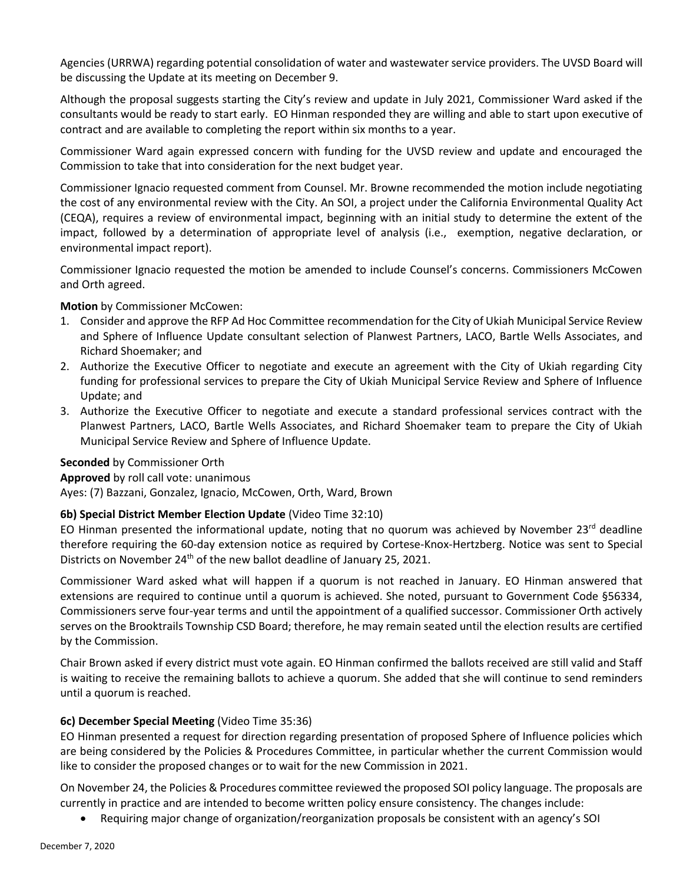Agencies (URRWA) regarding potential consolidation of water and wastewater service providers. The UVSD Board will be discussing the Update at its meeting on December 9.

Although the proposal suggests starting the City's review and update in July 2021, Commissioner Ward asked if the consultants would be ready to start early. EO Hinman responded they are willing and able to start upon executive of contract and are available to completing the report within six months to a year.

Commissioner Ward again expressed concern with funding for the UVSD review and update and encouraged the Commission to take that into consideration for the next budget year.

Commissioner Ignacio requested comment from Counsel. Mr. Browne recommended the motion include negotiating the cost of any environmental review with the City. An SOI, a project under the California Environmental Quality Act (CEQA), requires a review of environmental impact, beginning with an initial study to determine the extent of the impact, followed by a determination of appropriate level of analysis (i.e., exemption, negative declaration, or environmental impact report).

Commissioner Ignacio requested the motion be amended to include Counsel's concerns. Commissioners McCowen and Orth agreed.

**Motion** by Commissioner McCowen:

1. Consider and approve the RFP Ad Hoc Committee recommendation for the City of Ukiah Municipal Service Review and Sphere of Influence Update consultant selection of Planwest Partners, LACO, Bartle Wells Associates, and Richard Shoemaker; and
2. Authorize the Executive Officer to negotiate and execute an agreement with the City of Ukiah regarding City funding for professional services to prepare the City of Ukiah Municipal Service Review and Sphere of Influence Update; and
3. Authorize the Executive Officer to negotiate and execute a standard professional services contract with the Planwest Partners, LACO, Bartle Wells Associates, and Richard Shoemaker team to prepare the City of Ukiah Municipal Service Review and Sphere of Influence Update.

**Seconded** by Commissioner Orth
**Approved** by roll call vote: unanimous
Ayes: (7) Bazzani, Gonzalez, Ignacio, McCowen, Orth, Ward, Brown

**6b) Special District Member Election Update** (Video Time 32:10)
EO Hinman presented the informational update, noting that no quorum was achieved by November 23rd deadline therefore requiring the 60-day extension notice as required by Cortese-Knox-Hertzberg. Notice was sent to Special Districts on November 24th of the new ballot deadline of January 25, 2021.

Commissioner Ward asked what will happen if a quorum is not reached in January. EO Hinman answered that extensions are required to continue until a quorum is achieved. She noted, pursuant to Government Code §56334, Commissioners serve four-year terms and until the appointment of a qualified successor. Commissioner Orth actively serves on the Brooktrails Township CSD Board; therefore, he may remain seated until the election results are certified by the Commission.

Chair Brown asked if every district must vote again. EO Hinman confirmed the ballots received are still valid and Staff is waiting to receive the remaining ballots to achieve a quorum. She added that she will continue to send reminders until a quorum is reached.

**6c) December Special Meeting** (Video Time 35:36)
EO Hinman presented a request for direction regarding presentation of proposed Sphere of Influence policies which are being considered by the Policies & Procedures Committee, in particular whether the current Commission would like to consider the proposed changes or to wait for the new Commission in 2021.

On November 24, the Policies & Procedures committee reviewed the proposed SOI policy language. The proposals are currently in practice and are intended to become written policy ensure consistency. The changes include:

- Requiring major change of organization/reorganization proposals be consistent with an agency's SOI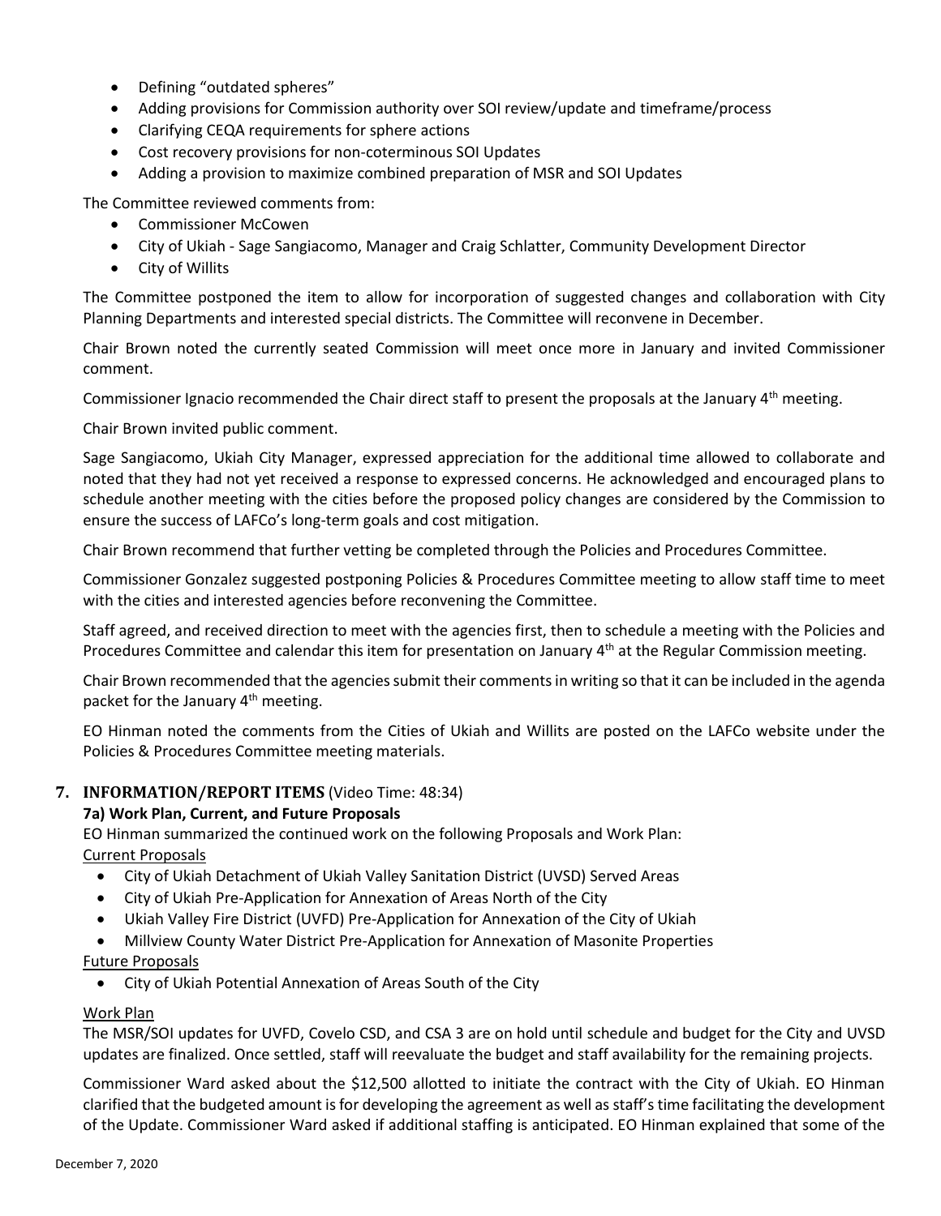- Defining "outdated spheres"
- Adding provisions for Commission authority over SOI review/update and timeframe/process
- Clarifying CEQA requirements for sphere actions
- Cost recovery provisions for non-coterminous SOI Updates
- Adding a provision to maximize combined preparation of MSR and SOI Updates

The Committee reviewed comments from:

- Commissioner McCowen
- City of Ukiah - Sage Sangiacomo, Manager and Craig Schlatter, Community Development Director
- City of Willits

The Committee postponed the item to allow for incorporation of suggested changes and collaboration with City Planning Departments and interested special districts. The Committee will reconvene in December.

Chair Brown noted the currently seated Commission will meet once more in January and invited Commissioner comment.

Commissioner Ignacio recommended the Chair direct staff to present the proposals at the January 4th meeting.

Chair Brown invited public comment.

Sage Sangiacomo, Ukiah City Manager, expressed appreciation for the additional time allowed to collaborate and noted that they had not yet received a response to expressed concerns. He acknowledged and encouraged plans to schedule another meeting with the cities before the proposed policy changes are considered by the Commission to ensure the success of LAFCo's long-term goals and cost mitigation.

Chair Brown recommend that further vetting be completed through the Policies and Procedures Committee.

Commissioner Gonzalez suggested postponing Policies & Procedures Committee meeting to allow staff time to meet with the cities and interested agencies before reconvening the Committee.

Staff agreed, and received direction to meet with the agencies first, then to schedule a meeting with the Policies and Procedures Committee and calendar this item for presentation on January 4th at the Regular Commission meeting.

Chair Brown recommended that the agencies submit their comments in writing so that it can be included in the agenda packet for the January 4th meeting.

EO Hinman noted the comments from the Cities of Ukiah and Willits are posted on the LAFCo website under the Policies & Procedures Committee meeting materials.

## 7. INFORMATION/REPORT ITEMS (Video Time: 48:34)

### 7a) Work Plan, Current, and Future Proposals

EO Hinman summarized the continued work on the following Proposals and Work Plan:

Current Proposals

- City of Ukiah Detachment of Ukiah Valley Sanitation District (UVSD) Served Areas
- City of Ukiah Pre-Application for Annexation of Areas North of the City
- Ukiah Valley Fire District (UVFD) Pre-Application for Annexation of the City of Ukiah
- Millview County Water District Pre-Application for Annexation of Masonite Properties

Future Proposals

- City of Ukiah Potential Annexation of Areas South of the City

Work Plan

The MSR/SOI updates for UVFD, Covelo CSD, and CSA 3 are on hold until schedule and budget for the City and UVSD updates are finalized. Once settled, staff will reevaluate the budget and staff availability for the remaining projects.

Commissioner Ward asked about the $12,500 allotted to initiate the contract with the City of Ukiah. EO Hinman clarified that the budgeted amount is for developing the agreement as well as staff's time facilitating the development of the Update. Commissioner Ward asked if additional staffing is anticipated. EO Hinman explained that some of the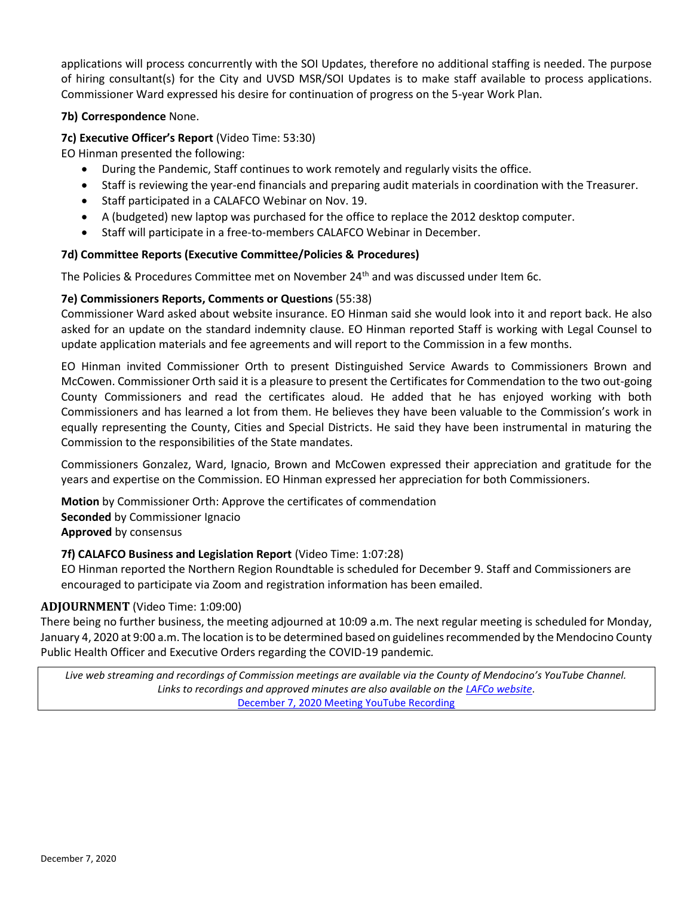applications will process concurrently with the SOI Updates, therefore no additional staffing is needed. The purpose of hiring consultant(s) for the City and UVSD MSR/SOI Updates is to make staff available to process applications. Commissioner Ward expressed his desire for continuation of progress on the 5-year Work Plan.

**7b) Correspondence** None.

**7c) Executive Officer's Report** (Video Time: 53:30)

EO Hinman presented the following:

- During the Pandemic, Staff continues to work remotely and regularly visits the office.
- Staff is reviewing the year-end financials and preparing audit materials in coordination with the Treasurer.
- Staff participated in a CALAFCO Webinar on Nov. 19.
- A (budgeted) new laptop was purchased for the office to replace the 2012 desktop computer.
- Staff will participate in a free-to-members CALAFCO Webinar in December.

**7d) Committee Reports (Executive Committee/Policies & Procedures)**

The Policies & Procedures Committee met on November 24th and was discussed under Item 6c.

**7e) Commissioners Reports, Comments or Questions** (55:38)

Commissioner Ward asked about website insurance. EO Hinman said she would look into it and report back. He also asked for an update on the standard indemnity clause. EO Hinman reported Staff is working with Legal Counsel to update application materials and fee agreements and will report to the Commission in a few months.

EO Hinman invited Commissioner Orth to present Distinguished Service Awards to Commissioners Brown and McCowen. Commissioner Orth said it is a pleasure to present the Certificates for Commendation to the two out-going County Commissioners and read the certificates aloud. He added that he has enjoyed working with both Commissioners and has learned a lot from them. He believes they have been valuable to the Commission's work in equally representing the County, Cities and Special Districts. He said they have been instrumental in maturing the Commission to the responsibilities of the State mandates.

Commissioners Gonzalez, Ward, Ignacio, Brown and McCowen expressed their appreciation and gratitude for the years and expertise on the Commission. EO Hinman expressed her appreciation for both Commissioners.

**Motion** by Commissioner Orth: Approve the certificates of commendation
**Seconded** by Commissioner Ignacio
**Approved** by consensus

**7f) CALAFCO Business and Legislation Report** (Video Time: 1:07:28)

EO Hinman reported the Northern Region Roundtable is scheduled for December 9. Staff and Commissioners are encouraged to participate via Zoom and registration information has been emailed.

## ADJOURNMENT (Video Time: 1:09:00)

There being no further business, the meeting adjourned at 10:09 a.m. The next regular meeting is scheduled for Monday, January 4, 2020 at 9:00 a.m. The location is to be determined based on guidelines recommended by the Mendocino County Public Health Officer and Executive Orders regarding the COVID-19 pandemic.

*Live web streaming and recordings of Commission meetings are available via the County of Mendocino's YouTube Channel. Links to recordings and approved minutes are also available on the [LAFCo website](LAFCo website).*
[December 7, 2020 Meeting YouTube Recording](December 7, 2020 Meeting YouTube Recording)